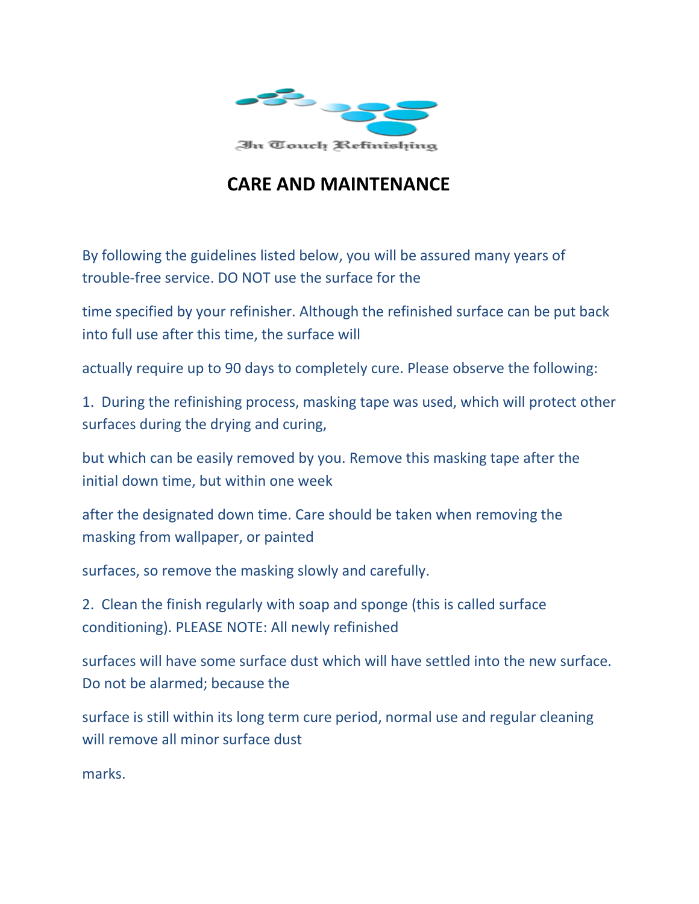In Touch Refinishing

# CARE AND MAINTENANCE

By following the guidelines listed below, you will be assured many years of trouble-free service. DO NOT use the surface for the time specified by your refinisher. Although the refinished surface can be put back into full use after this time, the surface will actually require up to 90 days to completely cure. Please observe the following:

1. During the refinishing process, masking tape was used, which will protect other surfaces during the drying and curing, but which can be easily removed by you. Remove this masking tape after the initial down time, but within one week after the designated down time. Care should be taken when removing the masking from wallpaper, or painted surfaces, so remove the masking slowly and carefully.

2. Clean the finish regularly with soap and sponge (this is called surface conditioning). PLEASE NOTE: All newly refinished surfaces will have some surface dust which will have settled into the new surface. Do not be alarmed; because the surface is still within its long term cure period, normal use and regular cleaning will remove all minor surface dust marks.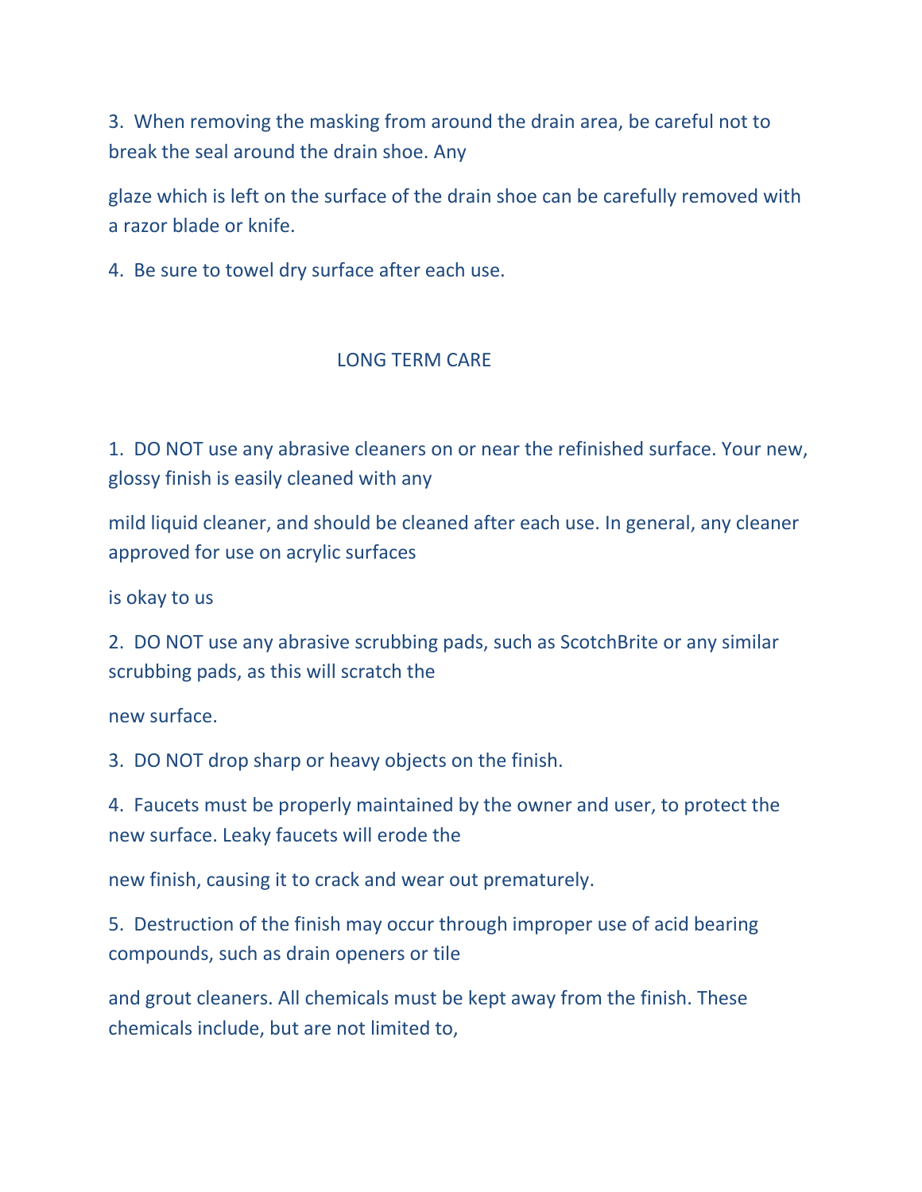3. When removing the masking from around the drain area, be careful not to break the seal around the drain shoe. Any glaze which is left on the surface of the drain shoe can be carefully removed with a razor blade or knife.

4. Be sure to towel dry surface after each use.

## LONG TERM CARE

1. DO NOT use any abrasive cleaners on or near the refinished surface. Your new, glossy finish is easily cleaned with any mild liquid cleaner, and should be cleaned after each use. In general, any cleaner approved for use on acrylic surfaces is okay to us

2. DO NOT use any abrasive scrubbing pads, such as ScotchBrite or any similar scrubbing pads, as this will scratch the new surface.

3. DO NOT drop sharp or heavy objects on the finish.

4. Faucets must be properly maintained by the owner and user, to protect the new surface. Leaky faucets will erode the new finish, causing it to crack and wear out prematurely.

5. Destruction of the finish may occur through improper use of acid bearing compounds, such as drain openers or tile and grout cleaners. All chemicals must be kept away from the finish. These chemicals include, but are not limited to,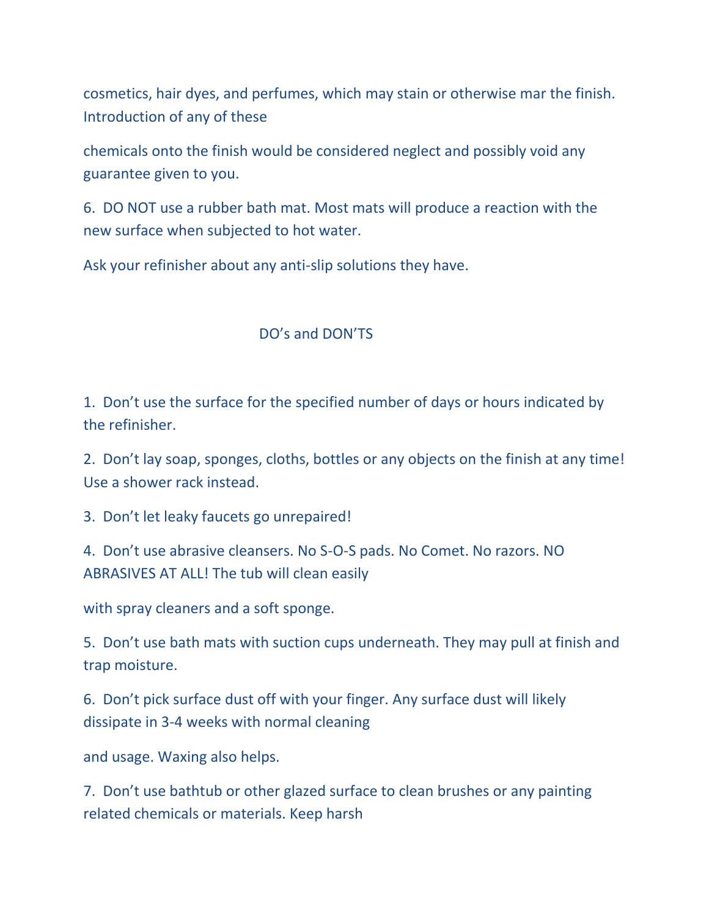cosmetics, hair dyes, and perfumes, which may stain or otherwise mar the finish. Introduction of any of these chemicals onto the finish would be considered neglect and possibly void any guarantee given to you.

6. DO NOT use a rubber bath mat. Most mats will produce a reaction with the new surface when subjected to hot water.

Ask your refinisher about any anti-slip solutions they have.

## DO's and DON'TS

1. Don't use the surface for the specified number of days or hours indicated by the refinisher.

2. Don't lay soap, sponges, cloths, bottles or any objects on the finish at any time! Use a shower rack instead.

3. Don't let leaky faucets go unrepaired!

4. Don't use abrasive cleansers. No S-O-S pads. No Comet. No razors. NO ABRASIVES AT ALL! The tub will clean easily with spray cleaners and a soft sponge.

5. Don't use bath mats with suction cups underneath. They may pull at finish and trap moisture.

6. Don't pick surface dust off with your finger. Any surface dust will likely dissipate in 3-4 weeks with normal cleaning and usage. Waxing also helps.

7. Don't use bathtub or other glazed surface to clean brushes or any painting related chemicals or materials. Keep harsh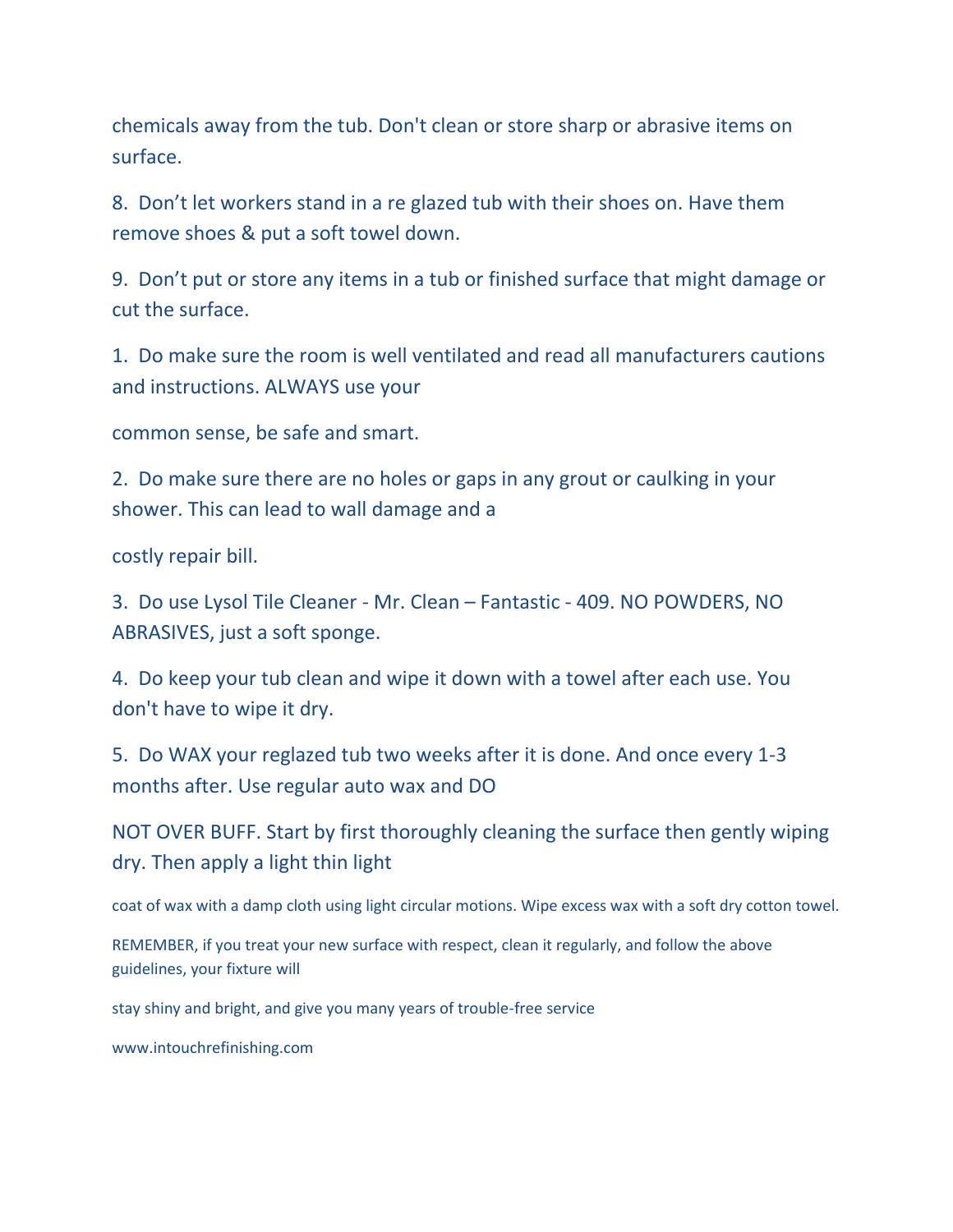chemicals away from the tub. Don't clean or store sharp or abrasive items on surface.

8. Don't let workers stand in a re glazed tub with their shoes on. Have them remove shoes & put a soft towel down.

9. Don't put or store any items in a tub or finished surface that might damage or cut the surface.

1. Do make sure the room is well ventilated and read all manufacturers cautions and instructions. ALWAYS use your common sense, be safe and smart.

2. Do make sure there are no holes or gaps in any grout or caulking in your shower. This can lead to wall damage and a costly repair bill.

3. Do use Lysol Tile Cleaner - Mr. Clean – Fantastic - 409. NO POWDERS, NO ABRASIVES, just a soft sponge.

4. Do keep your tub clean and wipe it down with a towel after each use. You don't have to wipe it dry.

5. Do WAX your reglazed tub two weeks after it is done. And once every 1-3 months after. Use regular auto wax and DO NOT OVER BUFF. Start by first thoroughly cleaning the surface then gently wiping dry. Then apply a light thin light coat of wax with a damp cloth using light circular motions. Wipe excess wax with a soft dry cotton towel.

REMEMBER, if you treat your new surface with respect, clean it regularly, and follow the above guidelines, your fixture will stay shiny and bright, and give you many years of trouble-free service

www.intouchrefinishing.com